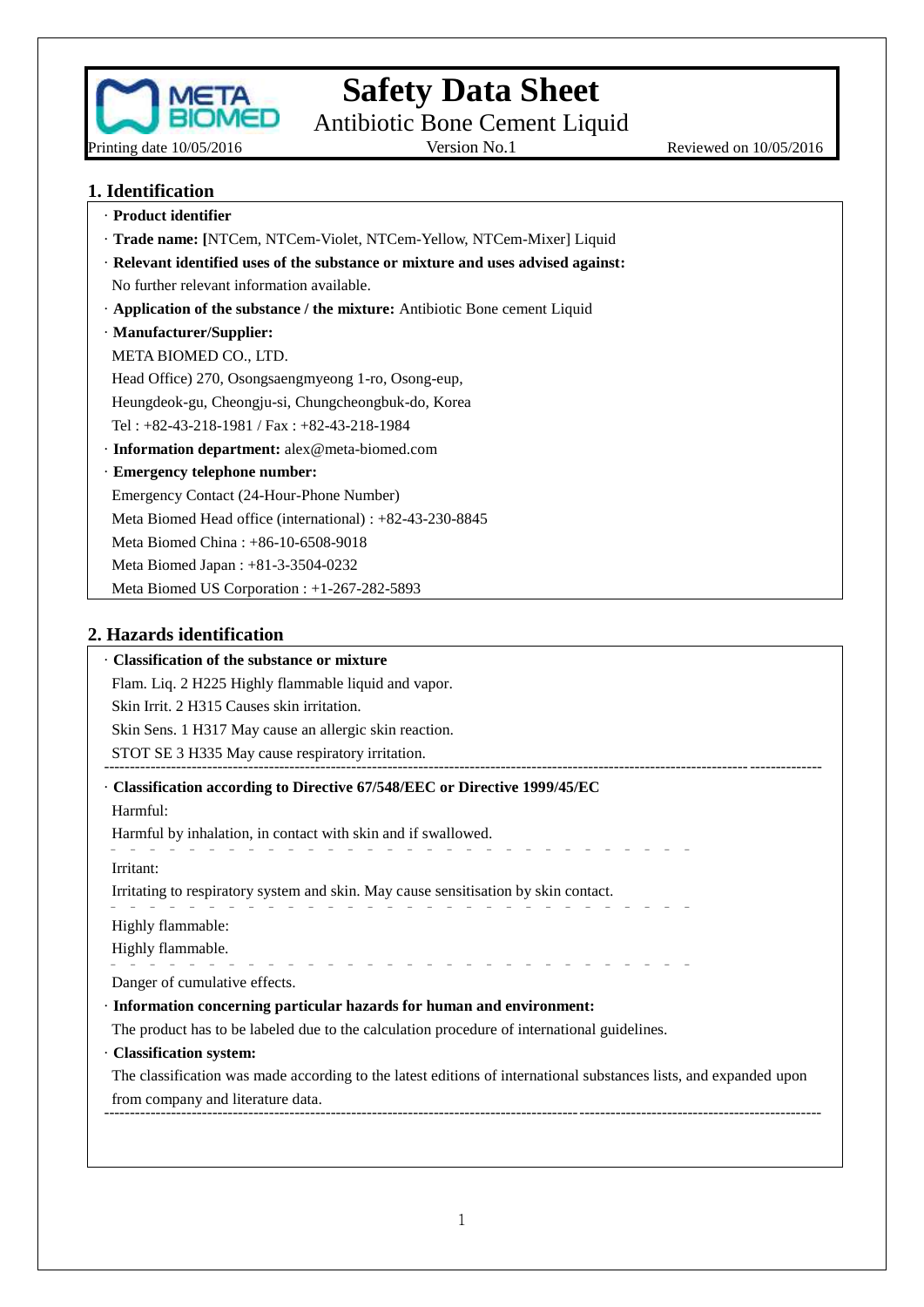# Safety Data Sheet

## Antibiotic Bone Cement Liquid

Printing date 10/05/2016 Version No.1 Reviewed on 10/05/2016

## 1. Identification

· **Product identifier**

· **Trade name: [**NTCem, NTCem-Violet, NTCem-Yellow, NTCem-Mixer] Liquid

· **Relevant identified uses of the substance or mixture and uses advised against:**

No further relevant information available.

· **Application of the substance / the mixture:** Antibiotic Bone cement Liquid

· **Manufacturer/Supplier:**

META BIOMED CO., LTD.

Head Office) 270, Osongsaengmyeong 1-ro, Osong-eup,

Heungdeok-gu, Cheongju-si, Chungcheongbuk-do, Korea

Tel : +82-43-218-1981 / Fax : +82-43-218-1984

· **Information department:** alex@meta-biomed.com

· **Emergency telephone number:**

Emergency Contact (24-Hour-Phone Number)

Meta Biomed Head office (international) : +82-43-230-8845

Meta Biomed China : +86-10-6508-9018

Meta Biomed Japan : +81-3-3504-0232

Meta Biomed US Corporation : +1-267-282-5893

## 2. Hazards identification

· **Classification of the substance or mixture**

Flam. Liq. 2 H225 Highly flammable liquid and vapor.

Skin Irrit. 2 H315 Causes skin irritation.

Skin Sens. 1 H317 May cause an allergic skin reaction.

STOT SE 3 H335 May cause respiratory irritation.

---

· **Classification according to Directive 67/548/EEC or Directive 1999/45/EC**

Harmful:

Harmful by inhalation, in contact with skin and if swallowed.

Irritant:

Irritating to respiratory system and skin. May cause sensitisation by skin contact.

Highly flammable:

Highly flammable.

Danger of cumulative effects.

· **Information concerning particular hazards for human and environment:**

The product has to be labeled due to the calculation procedure of international guidelines.

· **Classification system:**

The classification was made according to the latest editions of international substances lists, and expanded upon from company and literature data.

---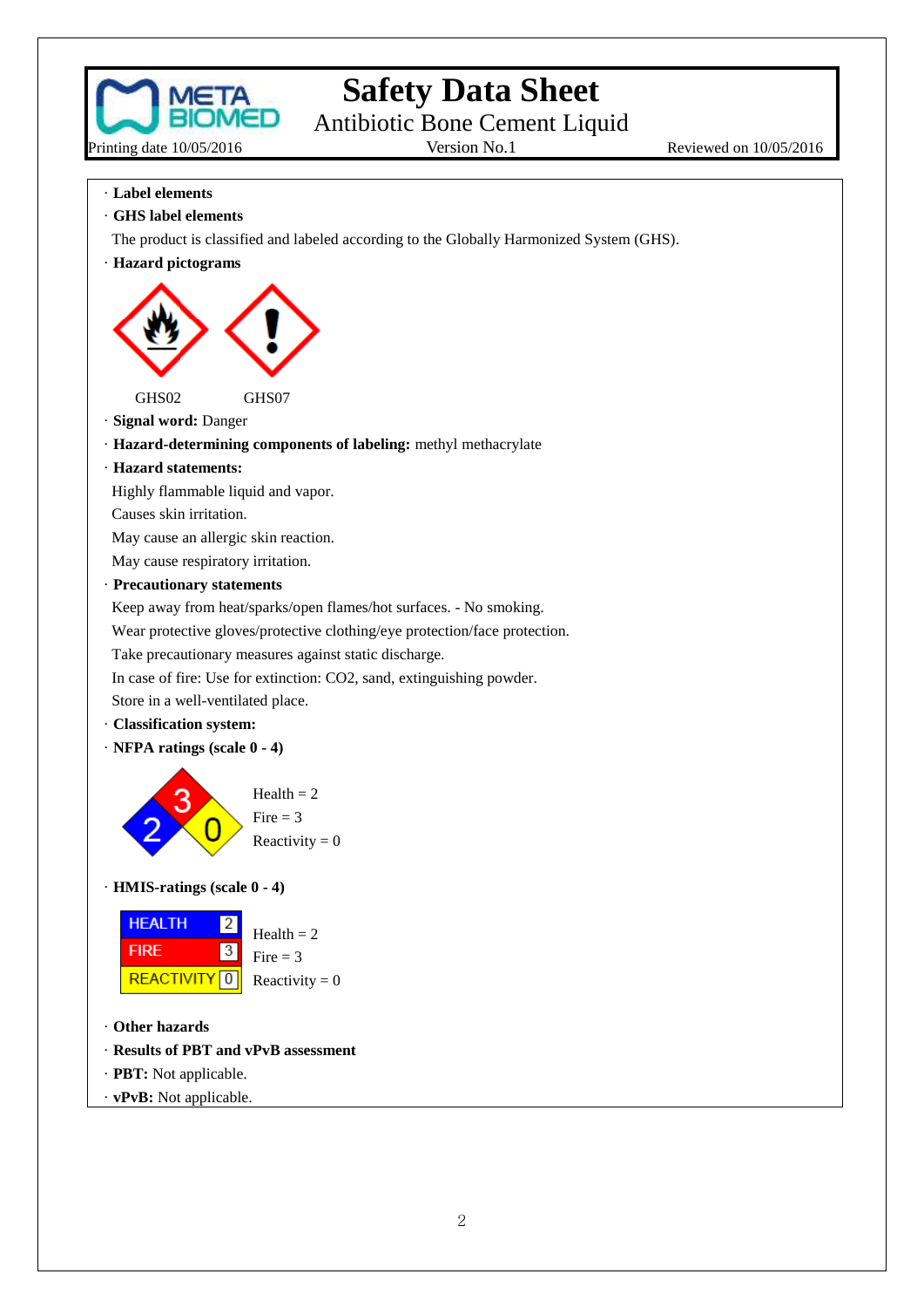· **Label elements**

· **GHS label elements**

The product is classified and labeled according to the Globally Harmonized System (GHS).

· **Hazard pictograms**

GHS02 GHS07

· **Signal word:** Danger

· **Hazard-determining components of labeling:** methyl methacrylate

· **Hazard statements:**

Highly flammable liquid and vapor.

Causes skin irritation.

May cause an allergic skin reaction.

May cause respiratory irritation.

· **Precautionary statements**

Keep away from heat/sparks/open flames/hot surfaces. - No smoking.

Wear protective gloves/protective clothing/eye protection/face protection.

Take precautionary measures against static discharge.

In case of fire: Use for extinction: $CO_2$, sand, extinguishing powder.

Store in a well-ventilated place.

· **Classification system:**

· **NFPA ratings (scale 0 - 4)**

Health = 2
Fire = 3
Reactivity = 0

· **HMIS-ratings (scale 0 - 4)**

| HEALTH | 2 |
|---|---|
| FIRE | 3 |
| REACTIVITY | 0 |

Health = 2
Fire = 3
Reactivity = 0

· **Other hazards**

· **Results of PBT and vPvB assessment**

· **PBT:** Not applicable.

· **vPvB:** Not applicable.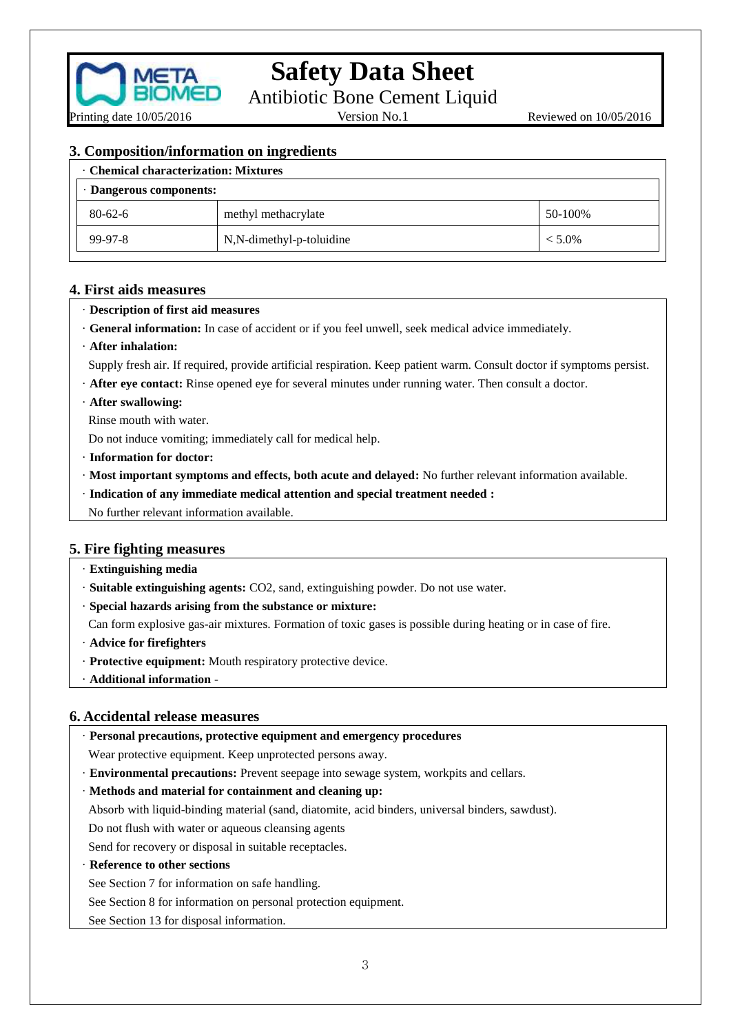## 3. Composition/information on ingredients

· **Chemical characterization: Mixtures**

· **Dangerous components:**

| | | |
|---|---|---|
| 80-62-6 | methyl methacrylate | 50-100% |
| 99-97-8 | N,N-dimethyl-p-toluidine | < 5.0% |

## 4. First aids measures

· **Description of first aid measures**

· **General information:** In case of accident or if you feel unwell, seek medical advice immediately.

· **After inhalation:**

Supply fresh air. If required, provide artificial respiration. Keep patient warm. Consult doctor if symptoms persist.

· **After eye contact:** Rinse opened eye for several minutes under running water. Then consult a doctor.

· **After swallowing:**

Rinse mouth with water.

Do not induce vomiting; immediately call for medical help.

· **Information for doctor:**

· **Most important symptoms and effects, both acute and delayed:** No further relevant information available.

· **Indication of any immediate medical attention and special treatment needed :**

No further relevant information available.

## 5. Fire fighting measures

· **Extinguishing media**

· **Suitable extinguishing agents:** CO2, sand, extinguishing powder. Do not use water.

· **Special hazards arising from the substance or mixture:**

Can form explosive gas-air mixtures. Formation of toxic gases is possible during heating or in case of fire.

· **Advice for firefighters**

· **Protective equipment:** Mouth respiratory protective device.

· **Additional information -**

## 6. Accidental release measures

· **Personal precautions, protective equipment and emergency procedures**

Wear protective equipment. Keep unprotected persons away.

· **Environmental precautions:** Prevent seepage into sewage system, workpits and cellars.

· **Methods and material for containment and cleaning up:**

Absorb with liquid-binding material (sand, diatomite, acid binders, universal binders, sawdust).

Do not flush with water or aqueous cleansing agents

Send for recovery or disposal in suitable receptacles.

· **Reference to other sections**

See Section 7 for information on safe handling.

See Section 8 for information on personal protection equipment.

See Section 13 for disposal information.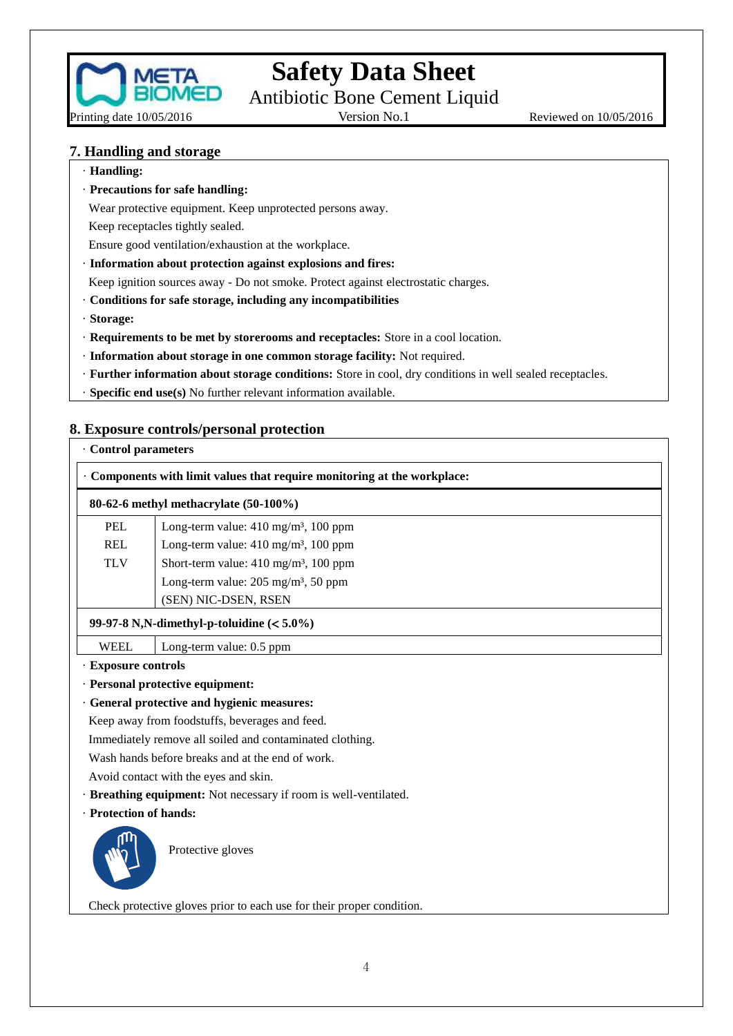# Safety Data Sheet

## Antibiotic Bone Cement Liquid

Printing date 10/05/2016 | Version No.1 | Reviewed on 10/05/2016

## 7. Handling and storage

· **Handling:**

· **Precautions for safe handling:**

Wear protective equipment. Keep unprotected persons away.

Keep receptacles tightly sealed.

Ensure good ventilation/exhaustion at the workplace.

· **Information about protection against explosions and fires:**

Keep ignition sources away - Do not smoke. Protect against electrostatic charges.

· **Conditions for safe storage, including any incompatibilities**

· **Storage:**

· **Requirements to be met by storerooms and receptacles:** Store in a cool location.

· **Information about storage in one common storage facility:** Not required.

· **Further information about storage conditions:** Store in cool, dry conditions in well sealed receptacles.

· **Specific end use(s)** No further relevant information available.

## 8. Exposure controls/personal protection

· **Control parameters**

· **Components with limit values that require monitoring at the workplace:**

| **80-62-6 methyl methacrylate (50-100%)** | |
|---|---|
| PEL | Long-term value: 410 mg/m³, 100 ppm |
| REL | Long-term value: 410 mg/m³, 100 ppm |
| TLV | Short-term value: 410 mg/m³, 100 ppm |
| | Long-term value: 205 mg/m³, 50 ppm |
| | (SEN) NIC-DSEN, RSEN |
| **99-97-8 N,N-dimethyl-p-toluidine (< 5.0%)** | |
| WEEL | Long-term value: 0.5 ppm |

· **Exposure controls**

· **Personal protective equipment:**

· **General protective and hygienic measures:**

Keep away from foodstuffs, beverages and feed.

Immediately remove all soiled and contaminated clothing.

Wash hands before breaks and at the end of work.

Avoid contact with the eyes and skin.

· **Breathing equipment:** Not necessary if room is well-ventilated.

· **Protection of hands:**

Protective gloves

Check protective gloves prior to each use for their proper condition.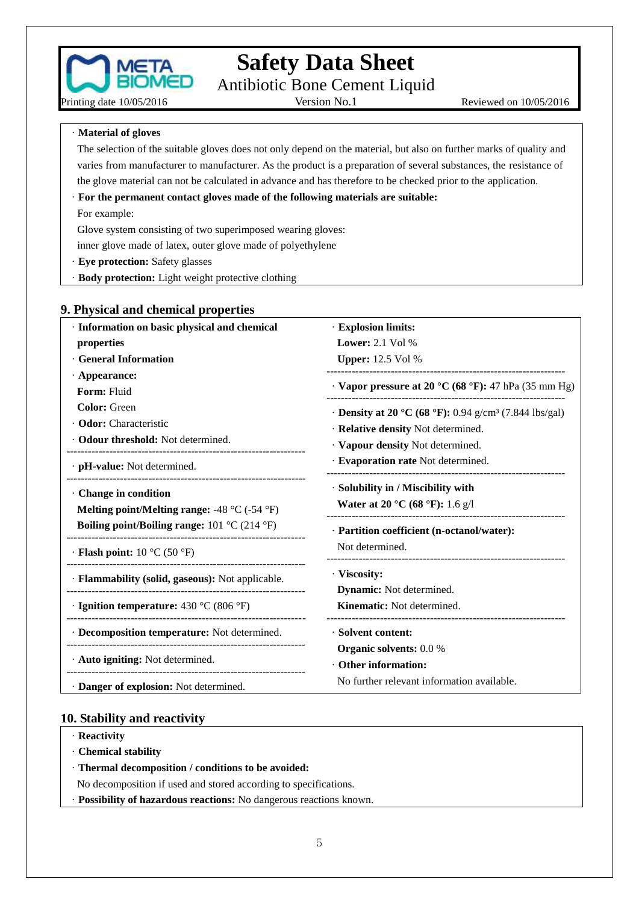· **Material of gloves**

The selection of the suitable gloves does not only depend on the material, but also on further marks of quality and varies from manufacturer to manufacturer. As the product is a preparation of several substances, the resistance of the glove material can not be calculated in advance and has therefore to be checked prior to the application.

· **For the permanent contact gloves made of the following materials are suitable:**

For example:

Glove system consisting of two superimposed wearing gloves:

inner glove made of latex, outer glove made of polyethylene

· **Eye protection:** Safety glasses

· **Body protection:** Light weight protective clothing

## 9. Physical and chemical properties

· **Information on basic physical and chemical properties**

· **General Information**

· **Appearance:**

**Form:** Fluid

**Color:** Green

· **Odor:** Characteristic

· **Odour threshold:** Not determined.

· **pH-value:** Not determined.

· **Change in condition**

**Melting point/Melting range:** -48 °C (-54 °F)

**Boiling point/Boiling range:** 101 °C (214 °F)

· **Flash point:** 10 °C (50 °F)

· **Flammability (solid, gaseous):** Not applicable.

· **Ignition temperature:** 430 °C (806 °F)

· **Decomposition temperature:** Not determined.

· **Auto igniting:** Not determined.

· **Danger of explosion:** Not determined.

· **Explosion limits:**

**Lower:** 2.1 Vol %

**Upper:** 12.5 Vol %

· **Vapor pressure at 20 °C (68 °F):** 47 hPa (35 mm Hg)

· **Density at 20 °C (68 °F):** 0.94 g/cm³ (7.844 lbs/gal)

· **Relative density** Not determined.

· **Vapour density** Not determined.

· **Evaporation rate** Not determined.

· **Solubility in / Miscibility with**

**Water at 20 °C (68 °F):** 1.6 g/l

· **Partition coefficient (n-octanol/water):** Not determined.

· **Viscosity:**

**Dynamic:** Not determined.

**Kinematic:** Not determined.

· **Solvent content:**

**Organic solvents:** 0.0 %

· **Other information:**

No further relevant information available.

## 10. Stability and reactivity

· **Reactivity**

· **Chemical stability**

· **Thermal decomposition / conditions to be avoided:**

No decomposition if used and stored according to specifications.

· **Possibility of hazardous reactions:** No dangerous reactions known.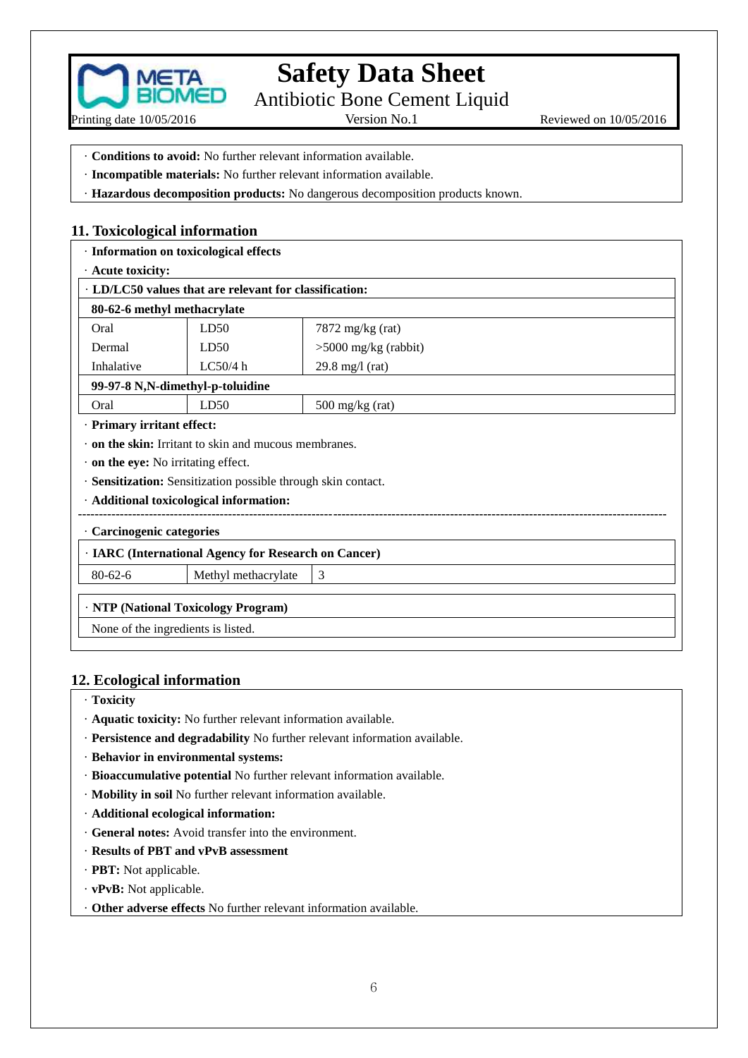· **Conditions to avoid:** No further relevant information available.

· **Incompatible materials:** No further relevant information available.

· **Hazardous decomposition products:** No dangerous decomposition products known.

## 11. Toxicological information

· **Information on toxicological effects**

· **Acute toxicity:**

| · **LD/LC50 values that are relevant for classification:** | | |
|---|---|---|
| **80-62-6 methyl methacrylate** | | |
| Oral | LD50 | 7872 mg/kg (rat) |
| Dermal | LD50 | >5000 mg/kg (rabbit) |
| Inhalative | LC50/4 h | 29.8 mg/l (rat) |
| **99-97-8 N,N-dimethyl-p-toluidine** | | |
| Oral | LD50 | 500 mg/kg (rat) |

· **Primary irritant effect:**

· **on the skin:** Irritant to skin and mucous membranes.

· **on the eye:** No irritating effect.

· **Sensitization:** Sensitization possible through skin contact.

· **Additional toxicological information:**

---

· **Carcinogenic categories**

| · **IARC (International Agency for Research on Cancer)** | | |
|---|---|---|
| 80-62-6 | Methyl methacrylate | 3 |

| · **NTP (National Toxicology Program)** |
|---|
| None of the ingredients is listed. |

## 12. Ecological information

· **Toxicity**

· **Aquatic toxicity:** No further relevant information available.

· **Persistence and degradability** No further relevant information available.

· **Behavior in environmental systems:**

· **Bioaccumulative potential** No further relevant information available.

· **Mobility in soil** No further relevant information available.

· **Additional ecological information:**

· **General notes:** Avoid transfer into the environment.

· **Results of PBT and vPvB assessment**

· **PBT:** Not applicable.

· **vPvB:** Not applicable.

· **Other adverse effects** No further relevant information available.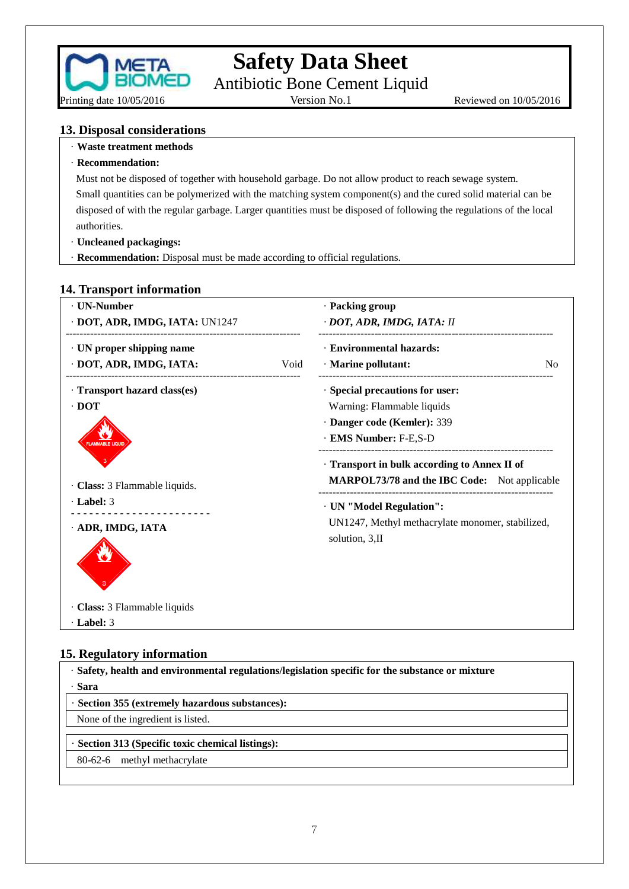## 13. Disposal considerations

· **Waste treatment methods**

· **Recommendation:**

Must not be disposed of together with household garbage. Do not allow product to reach sewage system. Small quantities can be polymerized with the matching system component(s) and the cured solid material can be disposed of with the regular garbage. Larger quantities must be disposed of following the regulations of the local authorities.

· **Uncleaned packagings:**

· **Recommendation:** Disposal must be made according to official regulations.

## 14. Transport information

· **UN-Number**

· **DOT, ADR, IMDG, IATA:** UN1247

· **UN proper shipping name**

· **DOT, ADR, IMDG, IATA:** Void

· **Transport hazard class(es)**

· **DOT**

· **Class:** 3 Flammable liquids.

· **Label:** 3

· **ADR, IMDG, IATA**

· **Class:** 3 Flammable liquids

· **Label:** 3

· **Packing group**

· ***DOT, ADR, IMDG, IATA:*** *II*

· **Environmental hazards:**

· **Marine pollutant:** No

· **Special precautions for user:**

Warning: Flammable liquids

· **Danger code (Kemler):** 339

· **EMS Number:** F-E,S-D

· **Transport in bulk according to Annex II of MARPOL73/78 and the IBC Code:** Not applicable

· **UN "Model Regulation":**

UN1247, Methyl methacrylate monomer, stabilized, solution, 3,II

## 15. Regulatory information

· **Safety, health and environmental regulations/legislation specific for the substance or mixture**

· **Sara**

· **Section 355 (extremely hazardous substances):**

None of the ingredient is listed.

· **Section 313 (Specific toxic chemical listings):**

80-62-6 methyl methacrylate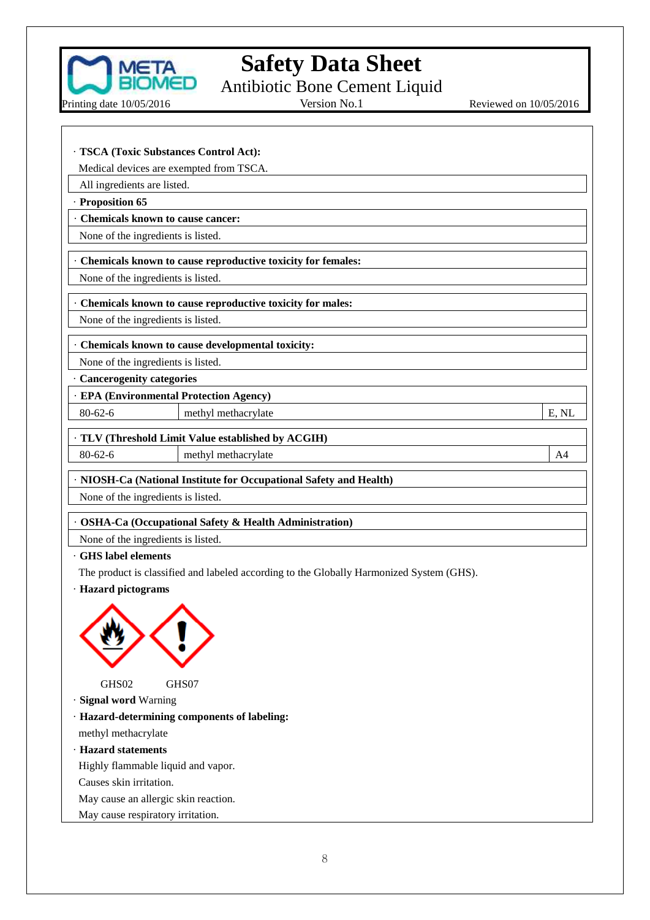· **TSCA (Toxic Substances Control Act):**

Medical devices are exempted from TSCA.

All ingredients are listed.

· **Proposition 65**

· **Chemicals known to cause cancer:**

None of the ingredients is listed.

· **Chemicals known to cause reproductive toxicity for females:**

None of the ingredients is listed.

· **Chemicals known to cause reproductive toxicity for males:**

None of the ingredients is listed.

· **Chemicals known to cause developmental toxicity:**

None of the ingredients is listed.

· **Cancerogenity categories**

· **EPA (Environmental Protection Agency)**

| | | |
|---|---|---|
| 80-62-6 | methyl methacrylate | E, NL |

· **TLV (Threshold Limit Value established by ACGIH)**

| | | |
|---|---|---|
| 80-62-6 | methyl methacrylate | A4 |

· **NIOSH-Ca (National Institute for Occupational Safety and Health)**

None of the ingredients is listed.

· **OSHA-Ca (Occupational Safety & Health Administration)**

None of the ingredients is listed.

· **GHS label elements**

The product is classified and labeled according to the Globally Harmonized System (GHS).

· **Hazard pictograms**

GHS02 GHS07

· **Signal word** Warning

· **Hazard-determining components of labeling:**

methyl methacrylate

· **Hazard statements**

Highly flammable liquid and vapor.

Causes skin irritation.

May cause an allergic skin reaction.

May cause respiratory irritation.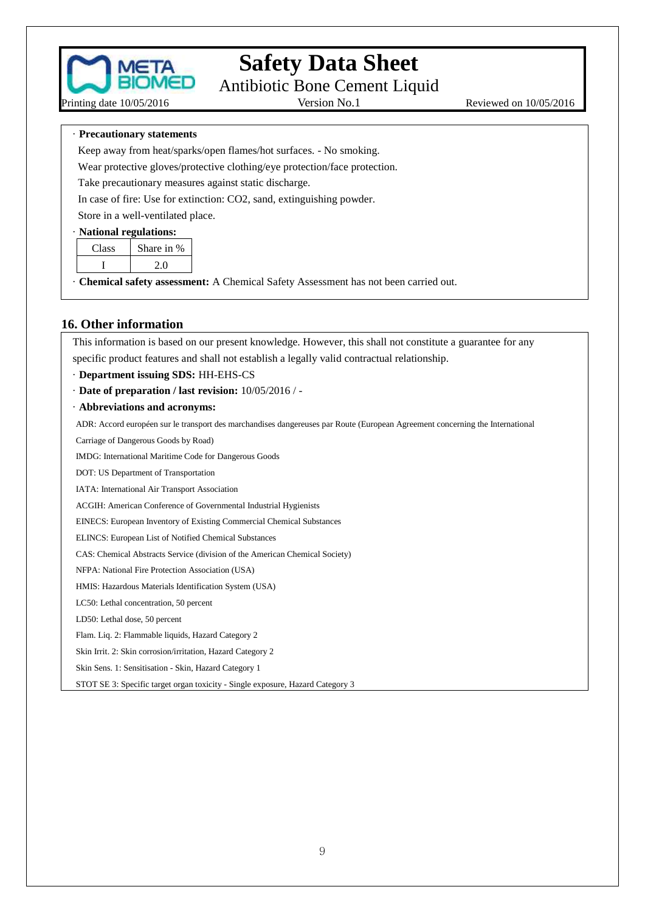· **Precautionary statements**

Keep away from heat/sparks/open flames/hot surfaces. - No smoking.

Wear protective gloves/protective clothing/eye protection/face protection.

Take precautionary measures against static discharge.

In case of fire: Use for extinction: $CO_2$, sand, extinguishing powder.

Store in a well-ventilated place.

· **National regulations:**

| Class | Share in % |
|---|---|
| I | 2.0 |

· **Chemical safety assessment:** A Chemical Safety Assessment has not been carried out.

## 16. Other information

This information is based on our present knowledge. However, this shall not constitute a guarantee for any specific product features and shall not establish a legally valid contractual relationship.

· **Department issuing SDS:** HH-EHS-CS

· **Date of preparation / last revision:** 10/05/2016 / -

· **Abbreviations and acronyms:**

ADR: Accord européen sur le transport des marchandises dangereuses par Route (European Agreement concerning the International Carriage of Dangerous Goods by Road)

IMDG: International Maritime Code for Dangerous Goods

DOT: US Department of Transportation

IATA: International Air Transport Association

ACGIH: American Conference of Governmental Industrial Hygienists

EINECS: European Inventory of Existing Commercial Chemical Substances

ELINCS: European List of Notified Chemical Substances

CAS: Chemical Abstracts Service (division of the American Chemical Society)

NFPA: National Fire Protection Association (USA)

HMIS: Hazardous Materials Identification System (USA)

LC50: Lethal concentration, 50 percent

LD50: Lethal dose, 50 percent

Flam. Liq. 2: Flammable liquids, Hazard Category 2

Skin Irrit. 2: Skin corrosion/irritation, Hazard Category 2

Skin Sens. 1: Sensitisation - Skin, Hazard Category 1

STOT SE 3: Specific target organ toxicity - Single exposure, Hazard Category 3